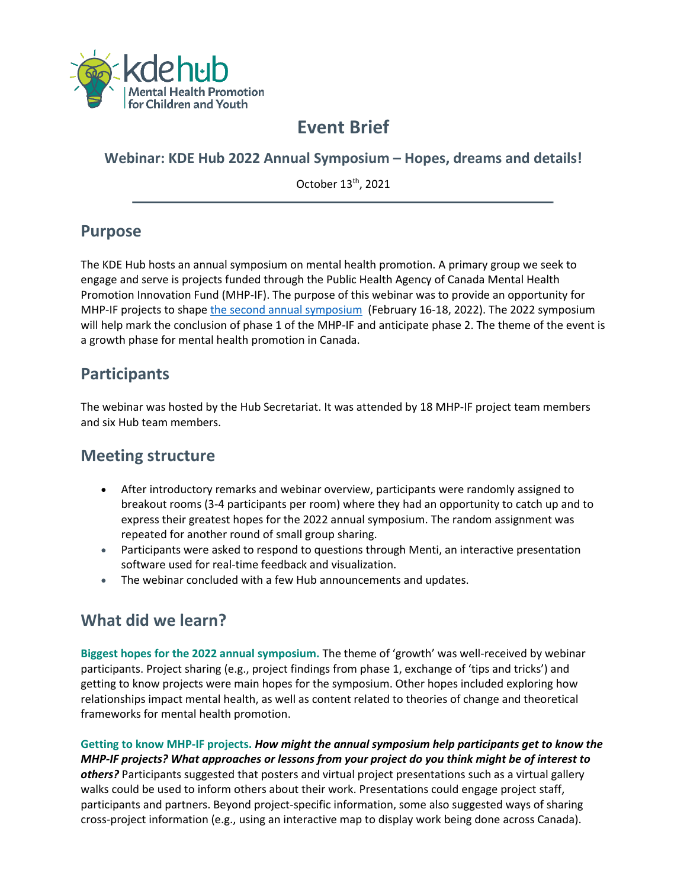# Event Brief

## Webinar: KDE Hub 2022 Annual Symposium – Hopes, dreams and details!

October 13th, 2021

## Purpose

The KDE Hub hosts an annual symposium on mental health promotion. A primary group we seek to engage and serve is projects funded through the Public Health Agency of Canada Mental Health Promotion Innovation Fund (MHP-IF). The purpose of this webinar was to provide an opportunity for MHP-IF projects to shape the second annual symposium (February 16-18, 2022). The 2022 symposium will help mark the conclusion of phase 1 of the MHP-IF and anticipate phase 2. The theme of the event is a growth phase for mental health promotion in Canada.

## Participants

The webinar was hosted by the Hub Secretariat. It was attended by 18 MHP-IF project team members and six Hub team members.

## Meeting structure

- After introductory remarks and webinar overview, participants were randomly assigned to breakout rooms (3-4 participants per room) where they had an opportunity to catch up and to express their greatest hopes for the 2022 annual symposium. The random assignment was repeated for another round of small group sharing.
- Participants were asked to respond to questions through Menti, an interactive presentation software used for real-time feedback and visualization.
- The webinar concluded with a few Hub announcements and updates.

## What did we learn?

**Biggest hopes for the 2022 annual symposium.** The theme of 'growth' was well-received by webinar participants. Project sharing (e.g., project findings from phase 1, exchange of 'tips and tricks') and getting to know projects were main hopes for the symposium. Other hopes included exploring how relationships impact mental health, as well as content related to theories of change and theoretical frameworks for mental health promotion.

**Getting to know MHP-IF projects.** ***How might the annual symposium help participants get to know the MHP-IF projects? What approaches or lessons from your project do you think might be of interest to others?*** Participants suggested that posters and virtual project presentations such as a virtual gallery walks could be used to inform others about their work. Presentations could engage project staff, participants and partners. Beyond project-specific information, some also suggested ways of sharing cross-project information (e.g., using an interactive map to display work being done across Canada).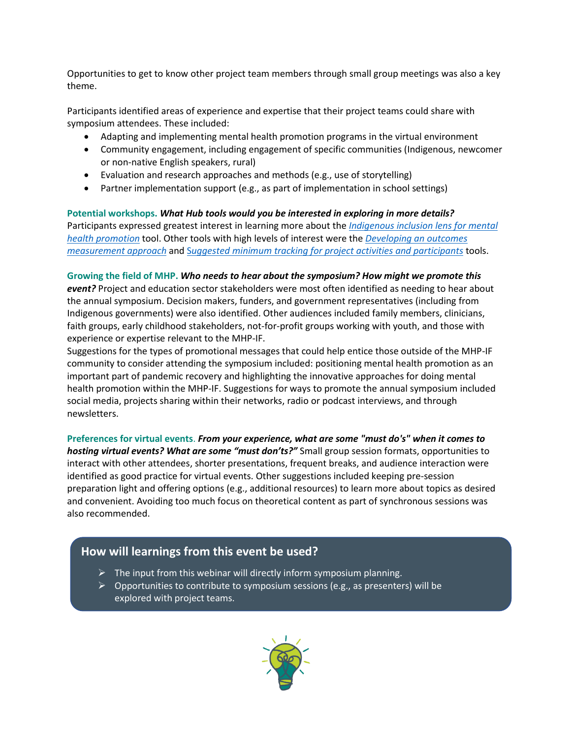Opportunities to get to know other project team members through small group meetings was also a key theme.

Participants identified areas of experience and expertise that their project teams could share with symposium attendees. These included:

- Adapting and implementing mental health promotion programs in the virtual environment
- Community engagement, including engagement of specific communities (Indigenous, newcomer or non-native English speakers, rural)
- Evaluation and research approaches and methods (e.g., use of storytelling)
- Partner implementation support (e.g., as part of implementation in school settings)

**Potential workshops.** ***What Hub tools would you be interested in exploring in more details?*** Participants expressed greatest interest in learning more about the *Indigenous inclusion lens for mental health promotion* tool. Other tools with high levels of interest were the *Developing an outcomes measurement approach* and Suggested minimum tracking for project activities and participants tools.

**Growing the field of MHP.** ***Who needs to hear about the symposium? How might we promote this event?*** Project and education sector stakeholders were most often identified as needing to hear about the annual symposium. Decision makers, funders, and government representatives (including from Indigenous governments) were also identified. Other audiences included family members, clinicians, faith groups, early childhood stakeholders, not-for-profit groups working with youth, and those with experience or expertise relevant to the MHP-IF.

Suggestions for the types of promotional messages that could help entice those outside of the MHP-IF community to consider attending the symposium included: positioning mental health promotion as an important part of pandemic recovery and highlighting the innovative approaches for doing mental health promotion within the MHP-IF. Suggestions for ways to promote the annual symposium included social media, projects sharing within their networks, radio or podcast interviews, and through newsletters.

**Preferences for virtual events**. ***From your experience, what are some "must do's" when it comes to hosting virtual events? What are some "must don'ts?"*** Small group session formats, opportunities to interact with other attendees, shorter presentations, frequent breaks, and audience interaction were identified as good practice for virtual events. Other suggestions included keeping pre-session preparation light and offering options (e.g., additional resources) to learn more about topics as desired and convenient. Avoiding too much focus on theoretical content as part of synchronous sessions was also recommended.

## How will learnings from this event be used?

- The input from this webinar will directly inform symposium planning.
- Opportunities to contribute to symposium sessions (e.g., as presenters) will be explored with project teams.